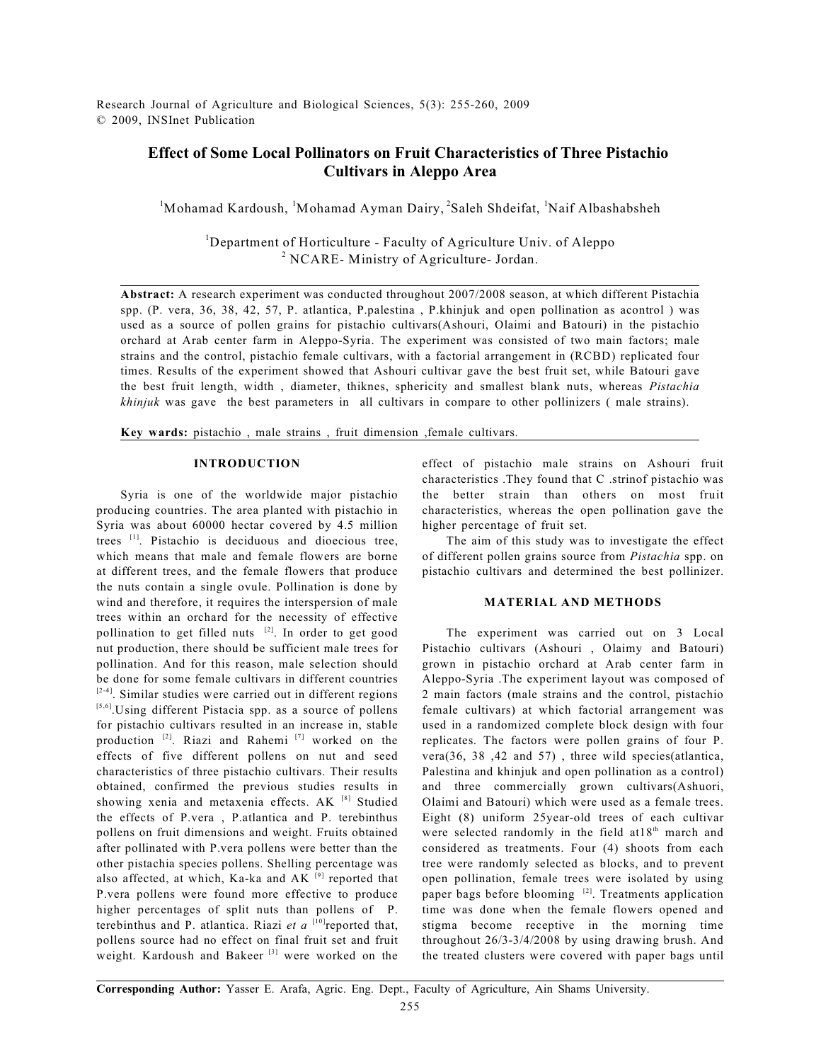# Effect of Some Local Pollinators on Fruit Characteristics of Three Pistachio Cultivars in Aleppo Area

[1]Mohamad Kardoush, [1]Mohamad Ayman Dairy, [2]Saleh Shdeifat, [1]Naif Albashabsheh

[1]Department of Horticulture - Faculty of Agriculture Univ. of Aleppo
[2] NCARE- Ministry of Agriculture- Jordan.

**Abstract:** A research experiment was conducted throughout 2007/2008 season, at which different Pistachia spp. (P. vera, 36, 38, 42, 57, P. atlantica, P.palestina , P.khinjuk and open pollination as acontrol ) was used as a source of pollen grains for pistachio cultivars(Ashouri, Olaimi and Batouri) in the pistachio orchard at Arab center farm in Aleppo-Syria. The experiment was consisted of two main factors; male strains and the control, pistachio female cultivars, with a factorial arrangement in (RCBD) replicated four times. Results of the experiment showed that Ashouri cultivar gave the best fruit set, while Batouri gave the best fruit length, width , diameter, thiknes, sphericity and smallest blank nuts, whereas *Pistachia khinjuk* was gave the best parameters in all cultivars in compare to other pollinizers ( male strains).

**Key wards:** pistachio , male strains , fruit dimension ,female cultivars.

## INTRODUCTION

Syria is one of the worldwide major pistachio producing countries. The area planted with pistachio in Syria was about 60000 hectar covered by 4.5 million trees [1]. Pistachio is deciduous and dioecious tree, which means that male and female flowers are borne at different trees, and the female flowers that produce the nuts contain a single ovule. Pollination is done by wind and therefore, it requires the interspersion of male trees within an orchard for the necessity of effective pollination to get filled nuts [2]. In order to get good nut production, there should be sufficient male trees for pollination. And for this reason, male selection should be done for some female cultivars in different countries [2-4]. Similar studies were carried out in different regions [5,6].Using different Pistacia spp. as a source of pollens for pistachio cultivars resulted in an increase in, stable production [2]. Riazi and Rahemi [7] worked on the effects of five different pollens on nut and seed characteristics of three pistachio cultivars. Their results obtained, confirmed the previous studies results in showing xenia and metaxenia effects. AK [8] Studied the effects of P.vera , P.atlantica and P. terebinthus pollens on fruit dimensions and weight. Fruits obtained after pollinated with P.vera pollens were better than the other pistachia species pollens. Shelling percentage was also affected, at which, Ka-ka and AK [9] reported that P.vera pollens were found more effective to produce higher percentages of split nuts than pollens of P. terebinthus and P. atlantica. Riazi *et a* [10]reported that, pollens source had no effect on final fruit set and fruit weight. Kardoush and Bakeer [3] were worked on the effect of pistachio male strains on Ashouri fruit characteristics .They found that C .strinof pistachio was the better strain than others on most fruit characteristics, whereas the open pollination gave the higher percentage of fruit set.

The aim of this study was to investigate the effect of different pollen grains source from *Pistachia* spp. on pistachio cultivars and determined the best pollinizer.

## MATERIAL AND METHODS

The experiment was carried out on 3 Local Pistachio cultivars (Ashouri , Olaimy and Batouri) grown in pistachio orchard at Arab center farm in Aleppo-Syria .The experiment layout was composed of 2 main factors (male strains and the control, pistachio female cultivars) at which factorial arrangement was used in a randomized complete block design with four replicates. The factors were pollen grains of four P. vera(36, 38 ,42 and 57) , three wild species(atlantica, Palestina and khinjuk and open pollination as a control) and three commercially grown cultivars(Ashuori, Olaimi and Batouri) which were used as a female trees. Eight (8) uniform 25year-old trees of each cultivar were selected randomly in the field at18th march and considered as treatments. Four (4) shoots from each tree were randomly selected as blocks, and to prevent open pollination, female trees were isolated by using paper bags before blooming [2]. Treatments application time was done when the female flowers opened and stigma become receptive in the morning time throughout 26/3-3/4/2008 by using drawing brush. And the treated clusters were covered with paper bags until

**Corresponding Author:** Yasser E. Arafa, Agric. Eng. Dept., Faculty of Agriculture, Ain Shams University.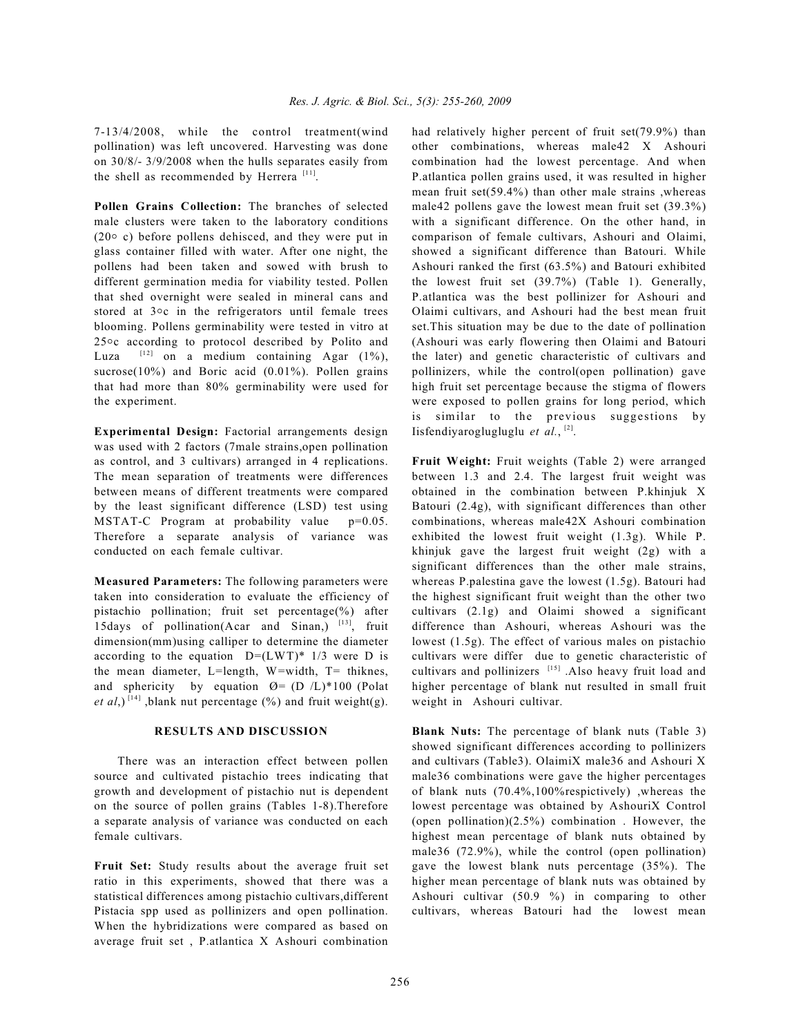7-13/4/2008, while the control treatment(wind pollination) was left uncovered. Harvesting was done on 30/8/- 3/9/2008 when the hulls separates easily from the shell as recommended by Herrera [11].

**Pollen Grains Collection:** The branches of selected male clusters were taken to the laboratory conditions (20◦ c) before pollens dehisced, and they were put in glass container filled with water. After one night, the pollens had been taken and sowed with brush to different germination media for viability tested. Pollen that shed overnight were sealed in mineral cans and stored at 3◦c in the refrigerators until female trees blooming. Pollens germinability were tested in vitro at 25◦c according to protocol described by Polito and Luza [12] on a medium containing Agar (1%), sucrose(10%) and Boric acid (0.01%). Pollen grains that had more than 80% germinability were used for the experiment.

**Experimental Design:** Factorial arrangements design was used with 2 factors (7male strains,open pollination as control, and 3 cultivars) arranged in 4 replications. The mean separation of treatments were differences between means of different treatments were compared by the least significant difference (LSD) test using MSTAT-C Program at probability value $p=0.05$. Therefore a separate analysis of variance was conducted on each female cultivar.

**Measured Parameters:** The following parameters were taken into consideration to evaluate the efficiency of pistachio pollination; fruit set percentage(%) after 15days of pollination(Acar and Sinan,) [13], fruit dimension(mm)using calliper to determine the diameter according to the equation $D=(LWT)^{*}\ 1/3$ were D is the mean diameter, L=length, W=width, T= thiknes, and sphericity by equation $Ø= (D/L)*100$ (Polat *et al*,) [14] ,blank nut percentage (%) and fruit weight(g).

## RESULTS AND DISCUSSION

There was an interaction effect between pollen source and cultivated pistachio trees indicating that growth and development of pistachio nut is dependent on the source of pollen grains (Tables 1-8).Therefore a separate analysis of variance was conducted on each female cultivars.

**Fruit Set:** Study results about the average fruit set ratio in this experiments, showed that there was a statistical differences among pistachio cultivars,different Pistacia spp used as pollinizers and open pollination. When the hybridizations were compared as based on average fruit set , P.atlantica X Ashouri combination had relatively higher percent of fruit set(79.9%) than other combinations, whereas male42 X Ashouri combination had the lowest percentage. And when P.atlantica pollen grains used, it was resulted in higher mean fruit set(59.4%) than other male strains ,whereas male42 pollens gave the lowest mean fruit set (39.3%) with a significant difference. On the other hand, in comparison of female cultivars, Ashouri and Olaimi, showed a significant difference than Batouri. While Ashouri ranked the first (63.5%) and Batouri exhibited the lowest fruit set (39.7%) (Table 1). Generally, P.atlantica was the best pollinizer for Ashouri and Olaimi cultivars, and Ashouri had the best mean fruit set.This situation may be due to the date of pollination (Ashouri was early flowering then Olaimi and Batouri the later) and genetic characteristic of cultivars and pollinizers, while the control(open pollination) gave high fruit set percentage because the stigma of flowers were exposed to pollen grains for long period, which is similar to the previous suggestions by Iisfendiyaroglugluglu *et al.*, [2].

**Fruit Weight:** Fruit weights (Table 2) were arranged between 1.3 and 2.4. The largest fruit weight was obtained in the combination between P.khinjuk X Batouri (2.4g), with significant differences than other combinations, whereas male42X Ashouri combination exhibited the lowest fruit weight (1.3g). While P. khinjuk gave the largest fruit weight (2g) with a significant differences than the other male strains, whereas P.palestina gave the lowest (1.5g). Batouri had the highest significant fruit weight than the other two cultivars (2.1g) and Olaimi showed a significant difference than Ashouri, whereas Ashouri was the lowest (1.5g). The effect of various males on pistachio cultivars were differ due to genetic characteristic of cultivars and pollinizers [15] .Also heavy fruit load and higher percentage of blank nut resulted in small fruit weight in Ashouri cultivar.

**Blank Nuts:** The percentage of blank nuts (Table 3) showed significant differences according to pollinizers and cultivars (Table3). OlaimiX male36 and Ashouri X male36 combinations were gave the higher percentages of blank nuts (70.4%,100%respictively) ,whereas the lowest percentage was obtained by AshouriX Control (open pollination)(2.5%) combination . However, the highest mean percentage of blank nuts obtained by male36 (72.9%), while the control (open pollination) gave the lowest blank nuts percentage (35%). The higher mean percentage of blank nuts was obtained by Ashouri cultivar (50.9 %) in comparing to other cultivars, whereas Batouri had the lowest mean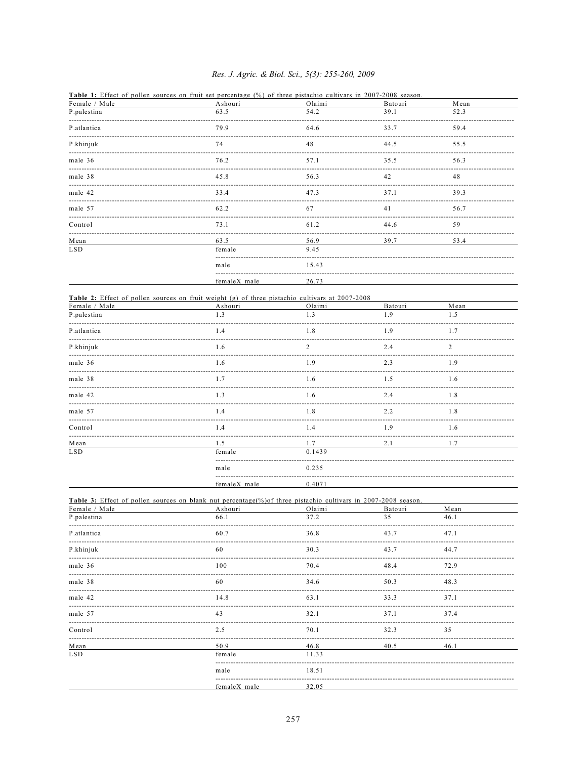**Table 1:** Effect of pollen sources on fruit set percentage (%) of three pistachio cultivars in 2007-2008 season.

| Female / Male | Ashouri | Olaimi | Batouri | Mean |
|---|---|---|---|---|
| P.palestina | 63.5 | 54.2 | 39.1 | 52.3 |
| P.atlantica | 79.9 | 64.6 | 33.7 | 59.4 |
| P.khinjuk | 74 | 48 | 44.5 | 55.5 |
| male 36 | 76.2 | 57.1 | 35.5 | 56.3 |
| male 38 | 45.8 | 56.3 | 42 | 48 |
| male 42 | 33.4 | 47.3 | 37.1 | 39.3 |
| male 57 | 62.2 | 67 | 41 | 56.7 |
| Control | 73.1 | 61.2 | 44.6 | 59 |
| Mean | 63.5 | 56.9 | 39.7 | 53.4 |
| LSD | female | 9.45 | | |
| | male | 15.43 | | |
| | femaleX male | 26.73 | | |

**Table 2:** Effect of pollen sources on fruit weight (g) of three pistachio cultivars at 2007-2008

| Female / Male | Ashouri | Olaimi | Batouri | Mean |
|---|---|---|---|---|
| P.palestina | 1.3 | 1.3 | 1.9 | 1.5 |
| P.atlantica | 1.4 | 1.8 | 1.9 | 1.7 |
| P.khinjuk | 1.6 | 2 | 2.4 | 2 |
| male 36 | 1.6 | 1.9 | 2.3 | 1.9 |
| male 38 | 1.7 | 1.6 | 1.5 | 1.6 |
| male 42 | 1.3 | 1.6 | 2.4 | 1.8 |
| male 57 | 1.4 | 1.8 | 2.2 | 1.8 |
| Control | 1.4 | 1.4 | 1.9 | 1.6 |
| Mean | 1.5 | 1.7 | 2.1 | 1.7 |
| LSD | female | 0.1439 | | |
| | male | 0.235 | | |
| | femaleX male | 0.4071 | | |

**Table 3:** Effect of pollen sources on blank nut percentage(%)of three pistachio cultivars in 2007-2008 season.

| Female / Male | Ashouri | Olaimi | Batouri | Mean |
|---|---|---|---|---|
| P.palestina | 66.1 | 37.2 | 35 | 46.1 |
| P.atlantica | 60.7 | 36.8 | 43.7 | 47.1 |
| P.khinjuk | 60 | 30.3 | 43.7 | 44.7 |
| male 36 | 100 | 70.4 | 48.4 | 72.9 |
| male 38 | 60 | 34.6 | 50.3 | 48.3 |
| male 42 | 14.8 | 63.1 | 33.3 | 37.1 |
| male 57 | 43 | 32.1 | 37.1 | 37.4 |
| Control | 2.5 | 70.1 | 32.3 | 35 |
| Mean | 50.9 | 46.8 | 40.5 | 46.1 |
| LSD | female | 11.33 | | |
| | male | 18.51 | | |
| | femaleX male | 32.05 | | |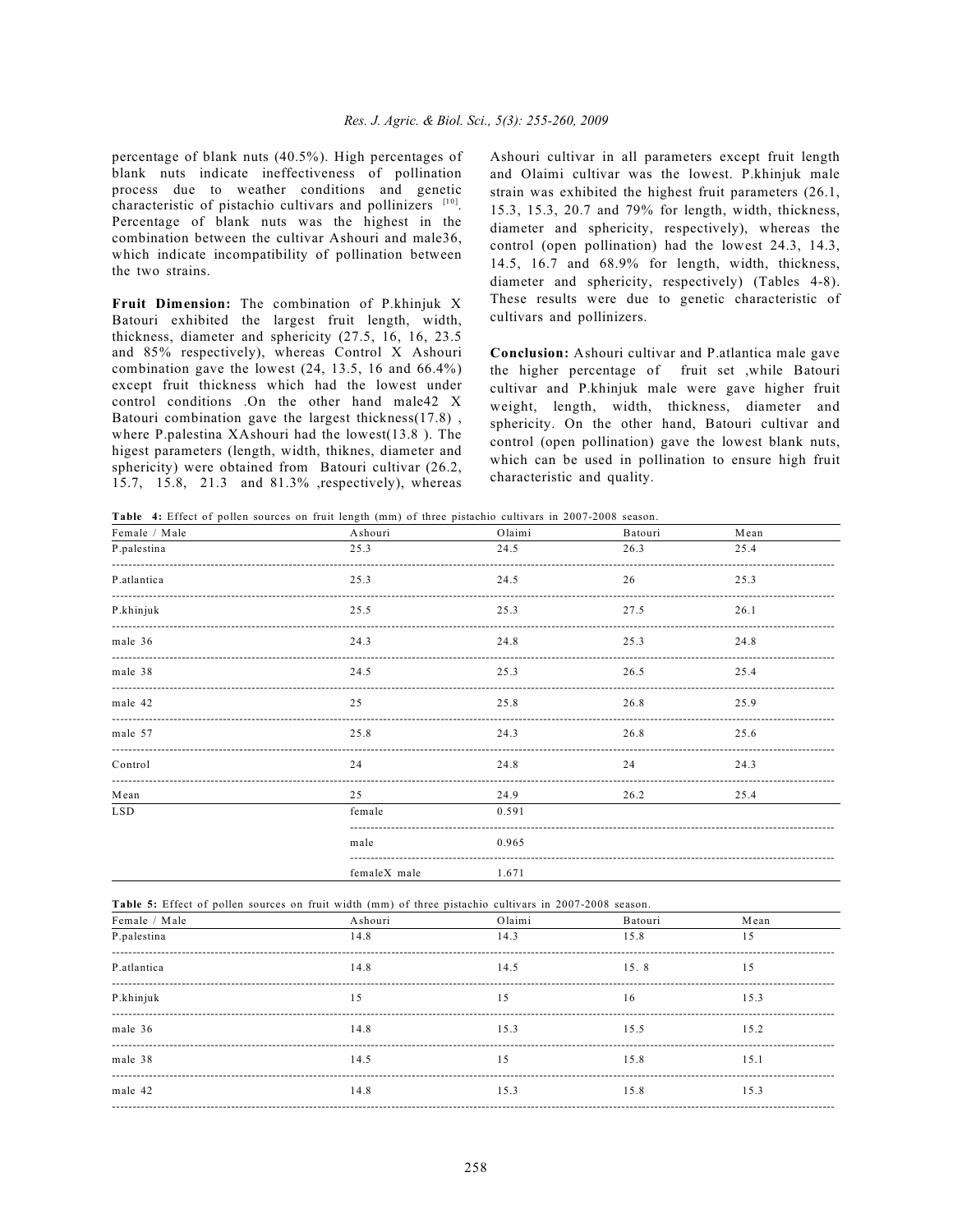percentage of blank nuts (40.5%). High percentages of blank nuts indicate ineffectiveness of pollination process due to weather conditions and genetic characteristic of pistachio cultivars and pollinizers [10]. Percentage of blank nuts was the highest in the combination between the cultivar Ashouri and male36, which indicate incompatibility of pollination between the two strains.

**Fruit Dimension:** The combination of P.khinjuk X Batouri exhibited the largest fruit length, width, thickness, diameter and sphericity (27.5, 16, 16, 23.5 and 85% respectively), whereas Control X Ashouri combination gave the lowest (24, 13.5, 16 and 66.4%) except fruit thickness which had the lowest under control conditions .On the other hand male42 X Batouri combination gave the largest thickness(17.8) , where P.palestina XAshouri had the lowest(13.8 ). The higest parameters (length, width, thiknes, diameter and sphericity) were obtained from Batouri cultivar (26.2, 15.7, 15.8, 21.3 and 81.3% ,respectively), whereas Ashouri cultivar in all parameters except fruit length and Olaimi cultivar was the lowest. P.khinjuk male strain was exhibited the highest fruit parameters (26.1, 15.3, 15.3, 20.7 and 79% for length, width, thickness, diameter and sphericity, respectively), whereas the control (open pollination) had the lowest 24.3, 14.3, 14.5, 16.7 and 68.9% for length, width, thickness, diameter and sphericity, respectively) (Tables 4-8). These results were due to genetic characteristic of cultivars and pollinizers.

**Conclusion:** Ashouri cultivar and P.atlantica male gave the higher percentage of fruit set ,while Batouri cultivar and P.khinjuk male were gave higher fruit weight, length, width, thickness, diameter and sphericity. On the other hand, Batouri cultivar and control (open pollination) gave the lowest blank nuts, which can be used in pollination to ensure high fruit characteristic and quality.

**Table 4:** Effect of pollen sources on fruit length (mm) of three pistachio cultivars in 2007-2008 season.

| Female / Male | Ashouri | Olaimi | Batouri | Mean |
|---|---|---|---|---|
| P.palestina | 25.3 | 24.5 | 26.3 | 25.4 |
| P.atlantica | 25.3 | 24.5 | 26 | 25.3 |
| P.khinjuk | 25.5 | 25.3 | 27.5 | 26.1 |
| male 36 | 24.3 | 24.8 | 25.3 | 24.8 |
| male 38 | 24.5 | 25.3 | 26.5 | 25.4 |
| male 42 | 25 | 25.8 | 26.8 | 25.9 |
| male 57 | 25.8 | 24.3 | 26.8 | 25.6 |
| Control | 24 | 24.8 | 24 | 24.3 |
| Mean | 25 | 24.9 | 26.2 | 25.4 |
| LSD | female | 0.591 | | |
| | male | 0.965 | | |
| | femaleX male | 1.671 | | |

**Table 5:** Effect of pollen sources on fruit width (mm) of three pistachio cultivars in 2007-2008 season.

| Female / Male | Ashouri | Olaimi | Batouri | Mean |
|---|---|---|---|---|
| P.palestina | 14.8 | 14.3 | 15.8 | 15 |
| P.atlantica | 14.8 | 14.5 | 15. 8 | 15 |
| P.khinjuk | 15 | 15 | 16 | 15.3 |
| male 36 | 14.8 | 15.3 | 15.5 | 15.2 |
| male 38 | 14.5 | 15 | 15.8 | 15.1 |
| male 42 | 14.8 | 15.3 | 15.8 | 15.3 |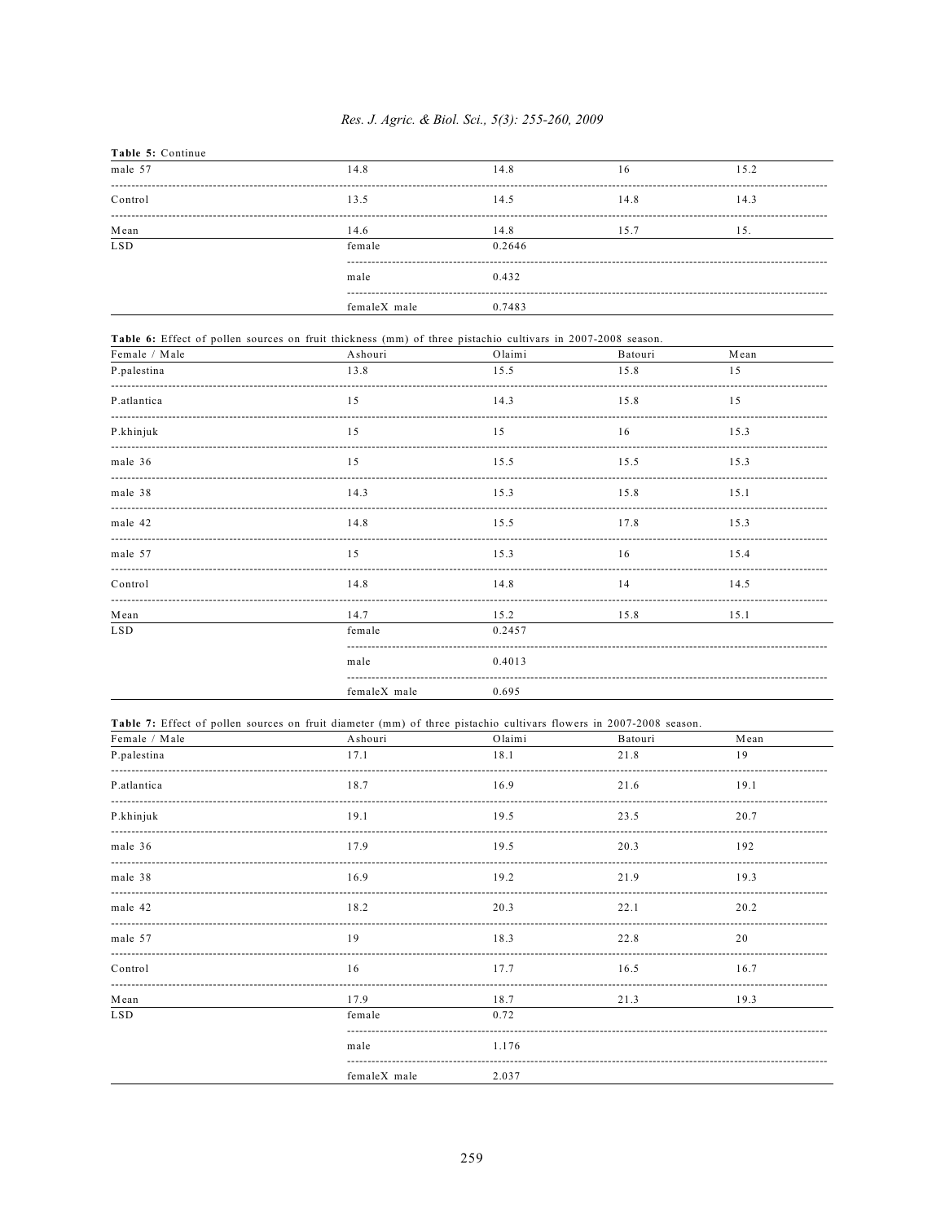**Table 5:** Continue

| | | | | |
|---|---|---|---|---|
| male 57 | 14.8 | 14.8 | 16 | 15.2 |
| Control | 13.5 | 14.5 | 14.8 | 14.3 |
| Mean | 14.6 | 14.8 | 15.7 | 15. |
| LSD | female | 0.2646 | | |
| | male | 0.432 | | |
| | femaleX male | 0.7483 | | |

**Table 6:** Effect of pollen sources on fruit thickness (mm) of three pistachio cultivars in 2007-2008 season.

| Female / Male | Ashouri | Olaimi | Batouri | Mean |
|---|---|---|---|---|
| P.palestina | 13.8 | 15.5 | 15.8 | 15 |
| P.atlantica | 15 | 14.3 | 15.8 | 15 |
| P.khinjuk | 15 | 15 | 16 | 15.3 |
| male 36 | 15 | 15.5 | 15.5 | 15.3 |
| male 38 | 14.3 | 15.3 | 15.8 | 15.1 |
| male 42 | 14.8 | 15.5 | 17.8 | 15.3 |
| male 57 | 15 | 15.3 | 16 | 15.4 |
| Control | 14.8 | 14.8 | 14 | 14.5 |
| Mean | 14.7 | 15.2 | 15.8 | 15.1 |
| LSD | female | 0.2457 | | |
| | male | 0.4013 | | |
| | femaleX male | 0.695 | | |

**Table 7:** Effect of pollen sources on fruit diameter (mm) of three pistachio cultivars flowers in 2007-2008 season.

| Female / Male | Ashouri | Olaimi | Batouri | Mean |
|---|---|---|---|---|
| P.palestina | 17.1 | 18.1 | 21.8 | 19 |
| P.atlantica | 18.7 | 16.9 | 21.6 | 19.1 |
| P.khinjuk | 19.1 | 19.5 | 23.5 | 20.7 |
| male 36 | 17.9 | 19.5 | 20.3 | 192 |
| male 38 | 16.9 | 19.2 | 21.9 | 19.3 |
| male 42 | 18.2 | 20.3 | 22.1 | 20.2 |
| male 57 | 19 | 18.3 | 22.8 | 20 |
| Control | 16 | 17.7 | 16.5 | 16.7 |
| Mean | 17.9 | 18.7 | 21.3 | 19.3 |
| LSD | female | 0.72 | | |
| | male | 1.176 | | |
| | femaleX male | 2.037 | | |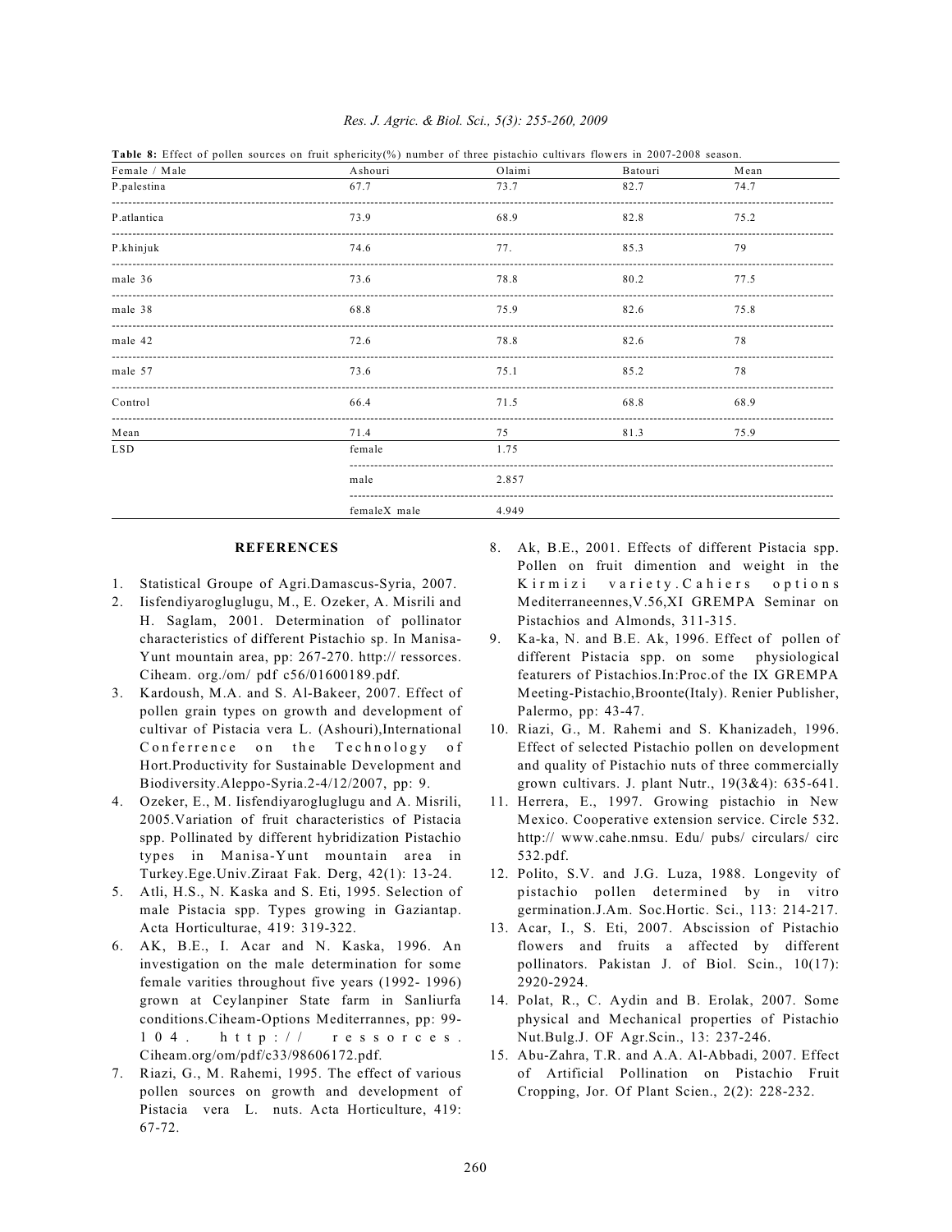**Table 8:** Effect of pollen sources on fruit sphericity(%) number of three pistachio cultivars flowers in 2007-2008 season.

| Female / Male | Ashouri | Olaimi | Batouri | Mean |
|---|---|---|---|---|
| P.palestina | 67.7 | 73.7 | 82.7 | 74.7 |
| P.atlantica | 73.9 | 68.9 | 82.8 | 75.2 |
| P.khinjuk | 74.6 | 77. | 85.3 | 79 |
| male 36 | 73.6 | 78.8 | 80.2 | 77.5 |
| male 38 | 68.8 | 75.9 | 82.6 | 75.8 |
| male 42 | 72.6 | 78.8 | 82.6 | 78 |
| male 57 | 73.6 | 75.1 | 85.2 | 78 |
| Control | 66.4 | 71.5 | 68.8 | 68.9 |
| Mean | 71.4 | 75 | 81.3 | 75.9 |
| LSD | female | 1.75 | | |
| | male | 2.857 | | |
| | femaleX male | 4.949 | | |

## REFERENCES

1. Statistical Groupe of Agri.Damascus-Syria, 2007.
2. Iisfendiyarogluglugu, M., E. Ozeker, A. Misrili and H. Saglam, 2001. Determination of pollinator characteristics of different Pistachio sp. In Manisa-Yunt mountain area, pp: 267-270. http:// ressorces. Ciheam. org./om/ pdf c56/01600189.pdf.
3. Kardoush, M.A. and S. Al-Bakeer, 2007. Effect of pollen grain types on growth and development of cultivar of Pistacia vera L. (Ashouri),International Conferrence on the Technology of Hort.Productivity for Sustainable Development and Biodiversity.Aleppo-Syria.2-4/12/2007, pp: 9.
4. Ozeker, E., M. Iisfendiyarogluglugu and A. Misrili, 2005.Variation of fruit characteristics of Pistacia spp. Pollinated by different hybridization Pistachio types in Manisa-Yunt mountain area in Turkey.Ege.Univ.Ziraat Fak. Derg, 42(1): 13-24.
5. Atli, H.S., N. Kaska and S. Eti, 1995. Selection of male Pistacia spp. Types growing in Gaziantap. Acta Horticulturae, 419: 319-322.
6. AK, B.E., I. Acar and N. Kaska, 1996. An investigation on the male determination for some female varities throughout five years (1992- 1996) grown at Ceylanpiner State farm in Sanliurfa conditions.Ciheam-Options Mediterrannes, pp: 99-104. http:// ressorces. Ciheam.org/om/pdf/c33/98606172.pdf.
7. Riazi, G., M. Rahemi, 1995. The effect of various pollen sources on growth and development of Pistacia vera L. nuts. Acta Horticulture, 419: 67-72.
8. Ak, B.E., 2001. Effects of different Pistacia spp. Pollen on fruit dimention and weight in the Kirmizi variety.Cahiers options Mediterraneennes,V.56,XI GREMPA Seminar on Pistachios and Almonds, 311-315.
9. Ka-ka, N. and B.E. Ak, 1996. Effect of pollen of different Pistacia spp. on some physiological featurers of Pistachios.In:Proc.of the IX GREMPA Meeting-Pistachio,Broonte(Italy). Renier Publisher, Palermo, pp: 43-47.
10. Riazi, G., M. Rahemi and S. Khanizadeh, 1996. Effect of selected Pistachio pollen on development and quality of Pistachio nuts of three commercially grown cultivars. J. plant Nutr., 19(3&4): 635-641.
11. Herrera, E., 1997. Growing pistachio in New Mexico. Cooperative extension service. Circle 532. http:// www.cahe.nmsu. Edu/ pubs/ circulars/ circ 532.pdf.
12. Polito, S.V. and J.G. Luza, 1988. Longevity of pistachio pollen determined by in vitro germination.J.Am. Soc.Hortic. Sci., 113: 214-217.
13. Acar, I., S. Eti, 2007. Abscission of Pistachio flowers and fruits a affected by different pollinators. Pakistan J. of Biol. Scin., 10(17): 2920-2924.
14. Polat, R., C. Aydin and B. Erolak, 2007. Some physical and Mechanical properties of Pistachio Nut.Bulg.J. OF Agr.Scin., 13: 237-246.
15. Abu-Zahra, T.R. and A.A. Al-Abbadi, 2007. Effect of Artificial Pollination on Pistachio Fruit Cropping, Jor. Of Plant Scien., 2(2): 228-232.